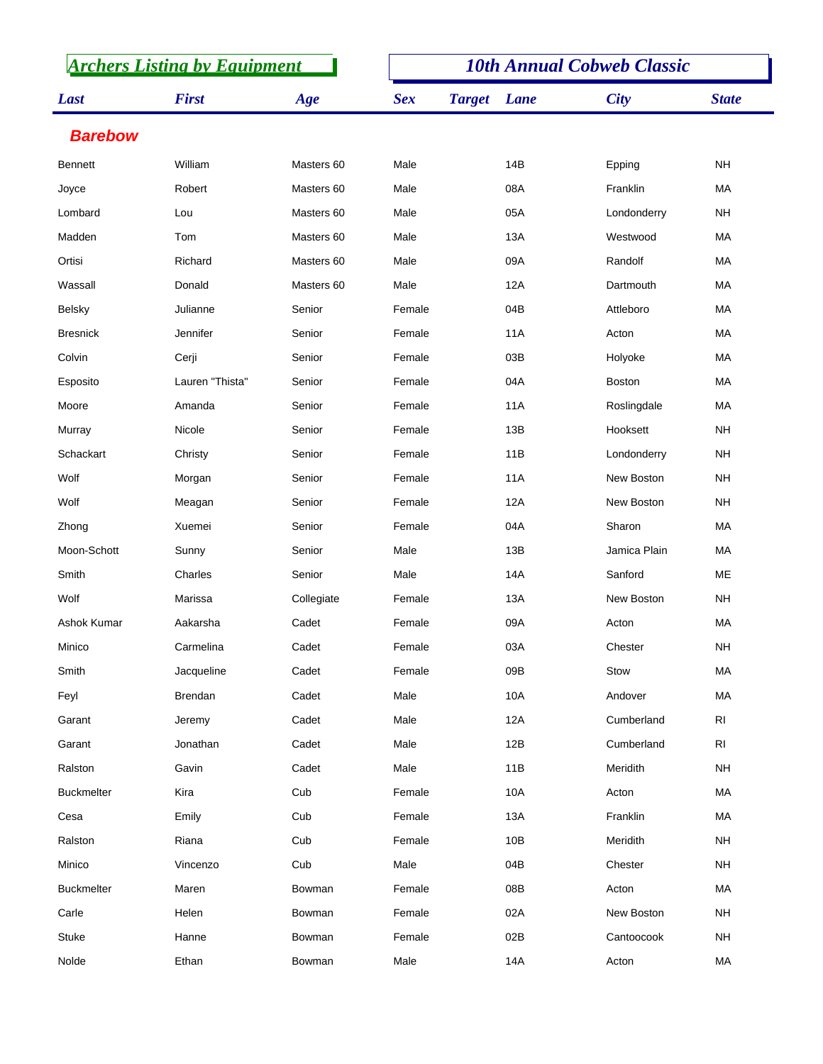## Archers Listing by Equipment

## 10th Annual Cobweb Classic

| Last | First | Age | Sex | Target | Lane | City | State |
|---|---|---|---|---|---|---|---|
| **Barebow** | | | | | | | |
| Bennett | William | Masters 60 | Male | | 14B | Epping | NH |
| Joyce | Robert | Masters 60 | Male | | 08A | Franklin | MA |
| Lombard | Lou | Masters 60 | Male | | 05A | Londonderry | NH |
| Madden | Tom | Masters 60 | Male | | 13A | Westwood | MA |
| Ortisi | Richard | Masters 60 | Male | | 09A | Randolf | MA |
| Wassall | Donald | Masters 60 | Male | | 12A | Dartmouth | MA |
| Belsky | Julianne | Senior | Female | | 04B | Attleboro | MA |
| Bresnick | Jennifer | Senior | Female | | 11A | Acton | MA |
| Colvin | Cerji | Senior | Female | | 03B | Holyoke | MA |
| Esposito | Lauren "Thista" | Senior | Female | | 04A | Boston | MA |
| Moore | Amanda | Senior | Female | | 11A | Roslingdale | MA |
| Murray | Nicole | Senior | Female | | 13B | Hooksett | NH |
| Schackart | Christy | Senior | Female | | 11B | Londonderry | NH |
| Wolf | Morgan | Senior | Female | | 11A | New Boston | NH |
| Wolf | Meagan | Senior | Female | | 12A | New Boston | NH |
| Zhong | Xuemei | Senior | Female | | 04A | Sharon | MA |
| Moon-Schott | Sunny | Senior | Male | | 13B | Jamica Plain | MA |
| Smith | Charles | Senior | Male | | 14A | Sanford | ME |
| Wolf | Marissa | Collegiate | Female | | 13A | New Boston | NH |
| Ashok Kumar | Aakarsha | Cadet | Female | | 09A | Acton | MA |
| Minico | Carmelina | Cadet | Female | | 03A | Chester | NH |
| Smith | Jacqueline | Cadet | Female | | 09B | Stow | MA |
| Feyl | Brendan | Cadet | Male | | 10A | Andover | MA |
| Garant | Jeremy | Cadet | Male | | 12A | Cumberland | RI |
| Garant | Jonathan | Cadet | Male | | 12B | Cumberland | RI |
| Ralston | Gavin | Cadet | Male | | 11B | Meridith | NH |
| Buckmelter | Kira | Cub | Female | | 10A | Acton | MA |
| Cesa | Emily | Cub | Female | | 13A | Franklin | MA |
| Ralston | Riana | Cub | Female | | 10B | Meridith | NH |
| Minico | Vincenzo | Cub | Male | | 04B | Chester | NH |
| Buckmelter | Maren | Bowman | Female | | 08B | Acton | MA |
| Carle | Helen | Bowman | Female | | 02A | New Boston | NH |
| Stuke | Hanne | Bowman | Female | | 02B | Cantoocook | NH |
| Nolde | Ethan | Bowman | Male | | 14A | Acton | MA |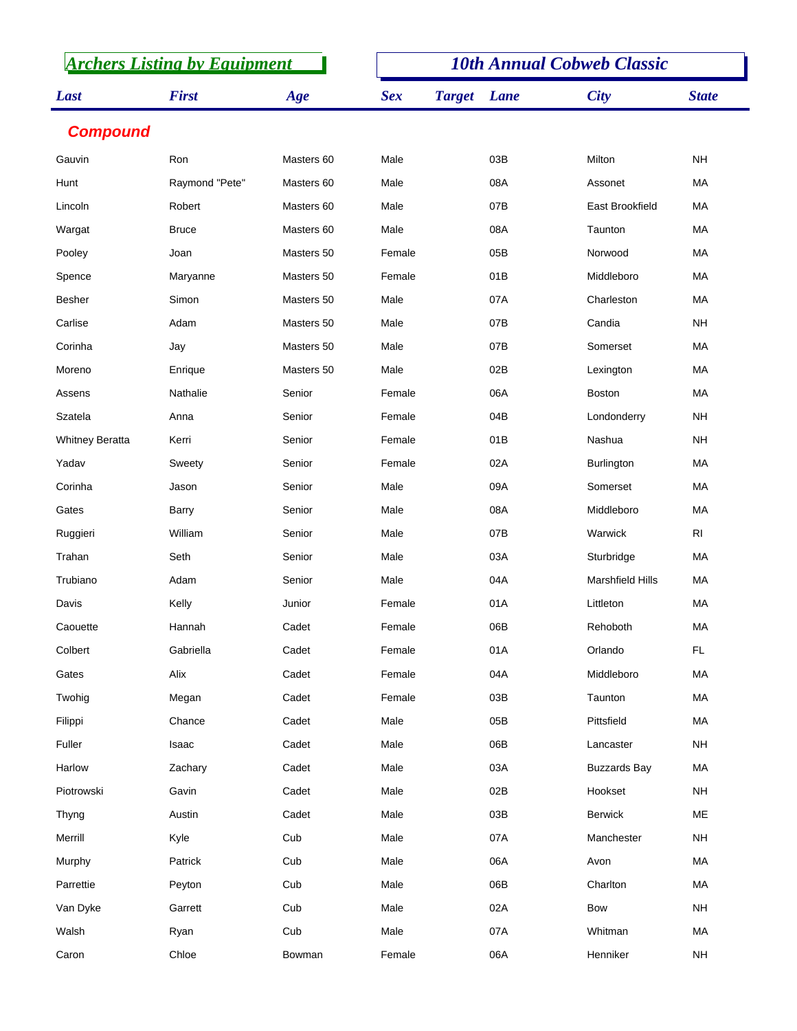## Archers Listing by Equipment

## 10th Annual Cobweb Classic

| Last | First | Age | Sex | Target | Lane | City | State |
|---|---|---|---|---|---|---|---|
| **Compound** | | | | | | | |
| Gauvin | Ron | Masters 60 | Male | | 03B | Milton | NH |
| Hunt | Raymond "Pete" | Masters 60 | Male | | 08A | Assonet | MA |
| Lincoln | Robert | Masters 60 | Male | | 07B | East Brookfield | MA |
| Wargat | Bruce | Masters 60 | Male | | 08A | Taunton | MA |
| Pooley | Joan | Masters 50 | Female | | 05B | Norwood | MA |
| Spence | Maryanne | Masters 50 | Female | | 01B | Middleboro | MA |
| Besher | Simon | Masters 50 | Male | | 07A | Charleston | MA |
| Carlise | Adam | Masters 50 | Male | | 07B | Candia | NH |
| Corinha | Jay | Masters 50 | Male | | 07B | Somerset | MA |
| Moreno | Enrique | Masters 50 | Male | | 02B | Lexington | MA |
| Assens | Nathalie | Senior | Female | | 06A | Boston | MA |
| Szatela | Anna | Senior | Female | | 04B | Londonderry | NH |
| Whitney Beratta | Kerri | Senior | Female | | 01B | Nashua | NH |
| Yadav | Sweety | Senior | Female | | 02A | Burlington | MA |
| Corinha | Jason | Senior | Male | | 09A | Somerset | MA |
| Gates | Barry | Senior | Male | | 08A | Middleboro | MA |
| Ruggieri | William | Senior | Male | | 07B | Warwick | RI |
| Trahan | Seth | Senior | Male | | 03A | Sturbridge | MA |
| Trubiano | Adam | Senior | Male | | 04A | Marshfield Hills | MA |
| Davis | Kelly | Junior | Female | | 01A | Littleton | MA |
| Caouette | Hannah | Cadet | Female | | 06B | Rehoboth | MA |
| Colbert | Gabriella | Cadet | Female | | 01A | Orlando | FL |
| Gates | Alix | Cadet | Female | | 04A | Middleboro | MA |
| Twohig | Megan | Cadet | Female | | 03B | Taunton | MA |
| Filippi | Chance | Cadet | Male | | 05B | Pittsfield | MA |
| Fuller | Isaac | Cadet | Male | | 06B | Lancaster | NH |
| Harlow | Zachary | Cadet | Male | | 03A | Buzzards Bay | MA |
| Piotrowski | Gavin | Cadet | Male | | 02B | Hookset | NH |
| Thyng | Austin | Cadet | Male | | 03B | Berwick | ME |
| Merrill | Kyle | Cub | Male | | 07A | Manchester | NH |
| Murphy | Patrick | Cub | Male | | 06A | Avon | MA |
| Parrettie | Peyton | Cub | Male | | 06B | Charlton | MA |
| Van Dyke | Garrett | Cub | Male | | 02A | Bow | NH |
| Walsh | Ryan | Cub | Male | | 07A | Whitman | MA |
| Caron | Chloe | Bowman | Female | | 06A | Henniker | NH |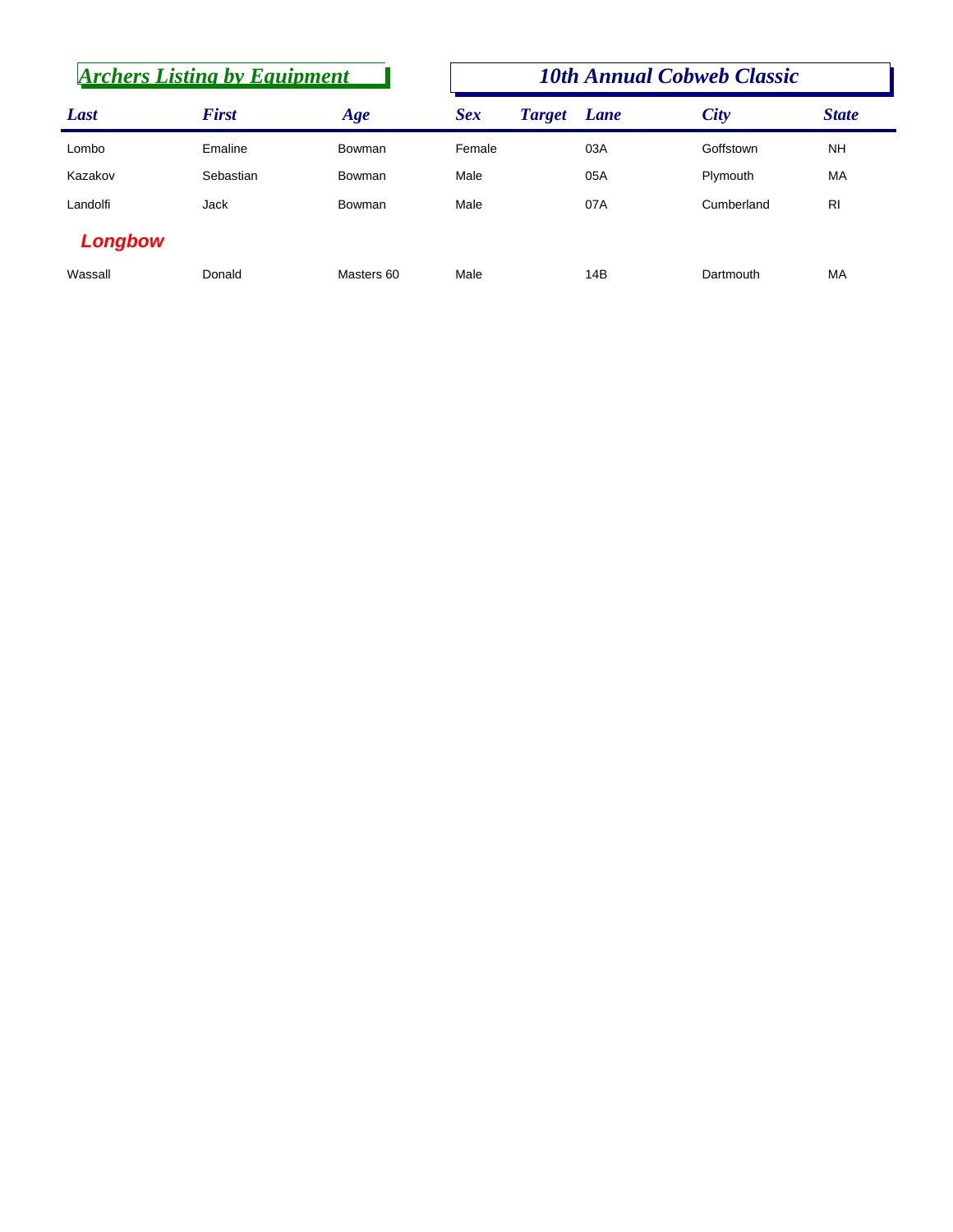## Archers Listing by Equipment

## 10th Annual Cobweb Classic

| Last | First | Age | Sex | Target | Lane | City | State |
|---|---|---|---|---|---|---|---|
| Lombo | Emaline | Bowman | Female | | 03A | Goffstown | NH |
| Kazakov | Sebastian | Bowman | Male | | 05A | Plymouth | MA |
| Landolfi | Jack | Bowman | Male | | 07A | Cumberland | RI |

### Longbow

| Last | First | Age | Sex | Target | Lane | City | State |
|---|---|---|---|---|---|---|---|
| Wassall | Donald | Masters 60 | Male | | 14B | Dartmouth | MA |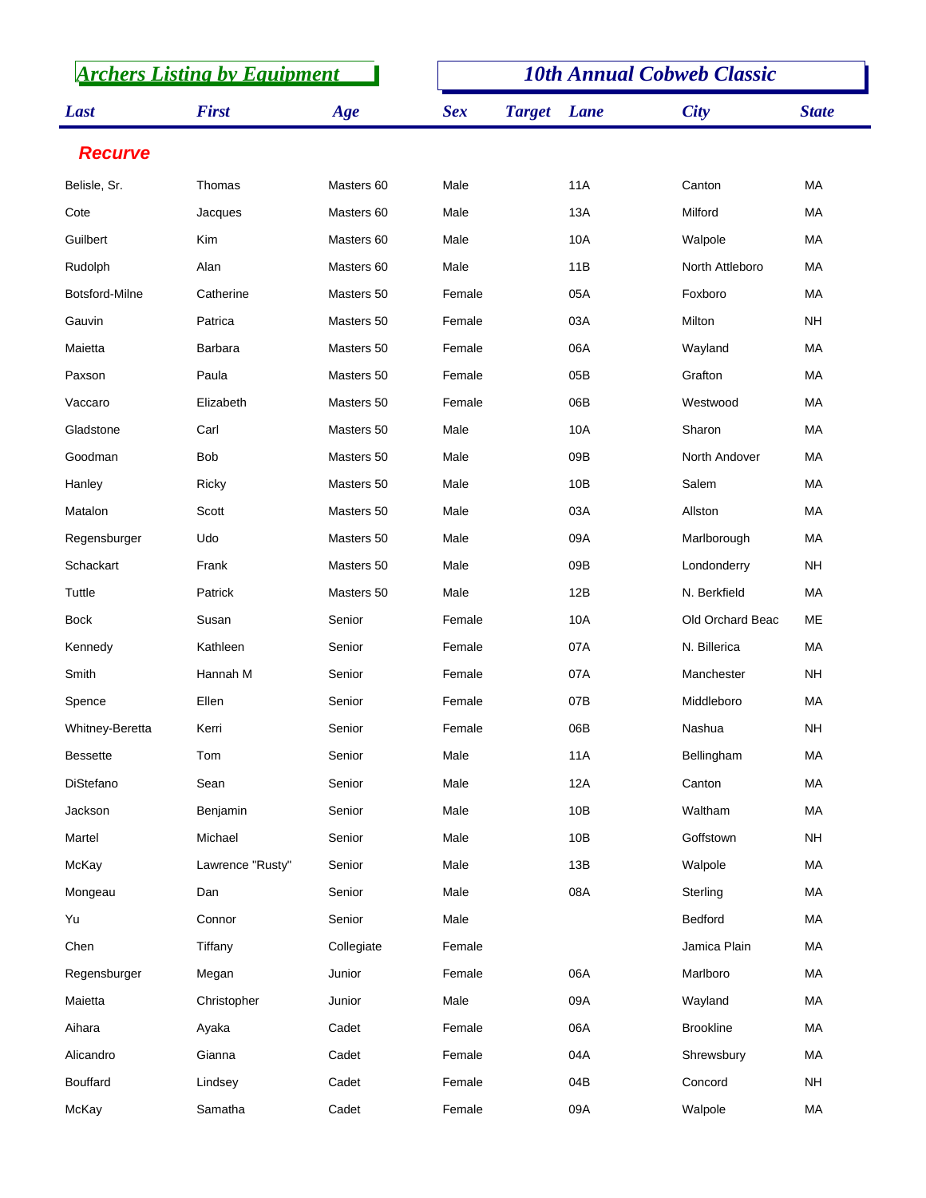## Archers Listing by Equipment

## 10th Annual Cobweb Classic

| Last | First | Age | Sex | Target | Lane | City | State |
|---|---|---|---|---|---|---|---|
| **Recurve** | | | | | | | |
| Belisle, Sr. | Thomas | Masters 60 | Male | | 11A | Canton | MA |
| Cote | Jacques | Masters 60 | Male | | 13A | Milford | MA |
| Guilbert | Kim | Masters 60 | Male | | 10A | Walpole | MA |
| Rudolph | Alan | Masters 60 | Male | | 11B | North Attleboro | MA |
| Botsford-Milne | Catherine | Masters 50 | Female | | 05A | Foxboro | MA |
| Gauvin | Patrica | Masters 50 | Female | | 03A | Milton | NH |
| Maietta | Barbara | Masters 50 | Female | | 06A | Wayland | MA |
| Paxson | Paula | Masters 50 | Female | | 05B | Grafton | MA |
| Vaccaro | Elizabeth | Masters 50 | Female | | 06B | Westwood | MA |
| Gladstone | Carl | Masters 50 | Male | | 10A | Sharon | MA |
| Goodman | Bob | Masters 50 | Male | | 09B | North Andover | MA |
| Hanley | Ricky | Masters 50 | Male | | 10B | Salem | MA |
| Matalon | Scott | Masters 50 | Male | | 03A | Allston | MA |
| Regensburger | Udo | Masters 50 | Male | | 09A | Marlborough | MA |
| Schackart | Frank | Masters 50 | Male | | 09B | Londonderry | NH |
| Tuttle | Patrick | Masters 50 | Male | | 12B | N. Berkfield | MA |
| Bock | Susan | Senior | Female | | 10A | Old Orchard Beac | ME |
| Kennedy | Kathleen | Senior | Female | | 07A | N. Billerica | MA |
| Smith | Hannah M | Senior | Female | | 07A | Manchester | NH |
| Spence | Ellen | Senior | Female | | 07B | Middleboro | MA |
| Whitney-Beretta | Kerri | Senior | Female | | 06B | Nashua | NH |
| Bessette | Tom | Senior | Male | | 11A | Bellingham | MA |
| DiStefano | Sean | Senior | Male | | 12A | Canton | MA |
| Jackson | Benjamin | Senior | Male | | 10B | Waltham | MA |
| Martel | Michael | Senior | Male | | 10B | Goffstown | NH |
| McKay | Lawrence "Rusty" | Senior | Male | | 13B | Walpole | MA |
| Mongeau | Dan | Senior | Male | | 08A | Sterling | MA |
| Yu | Connor | Senior | Male | | | Bedford | MA |
| Chen | Tiffany | Collegiate | Female | | | Jamica Plain | MA |
| Regensburger | Megan | Junior | Female | | 06A | Marlboro | MA |
| Maietta | Christopher | Junior | Male | | 09A | Wayland | MA |
| Aihara | Ayaka | Cadet | Female | | 06A | Brookline | MA |
| Alicandro | Gianna | Cadet | Female | | 04A | Shrewsbury | MA |
| Bouffard | Lindsey | Cadet | Female | | 04B | Concord | NH |
| McKay | Samatha | Cadet | Female | | 09A | Walpole | MA |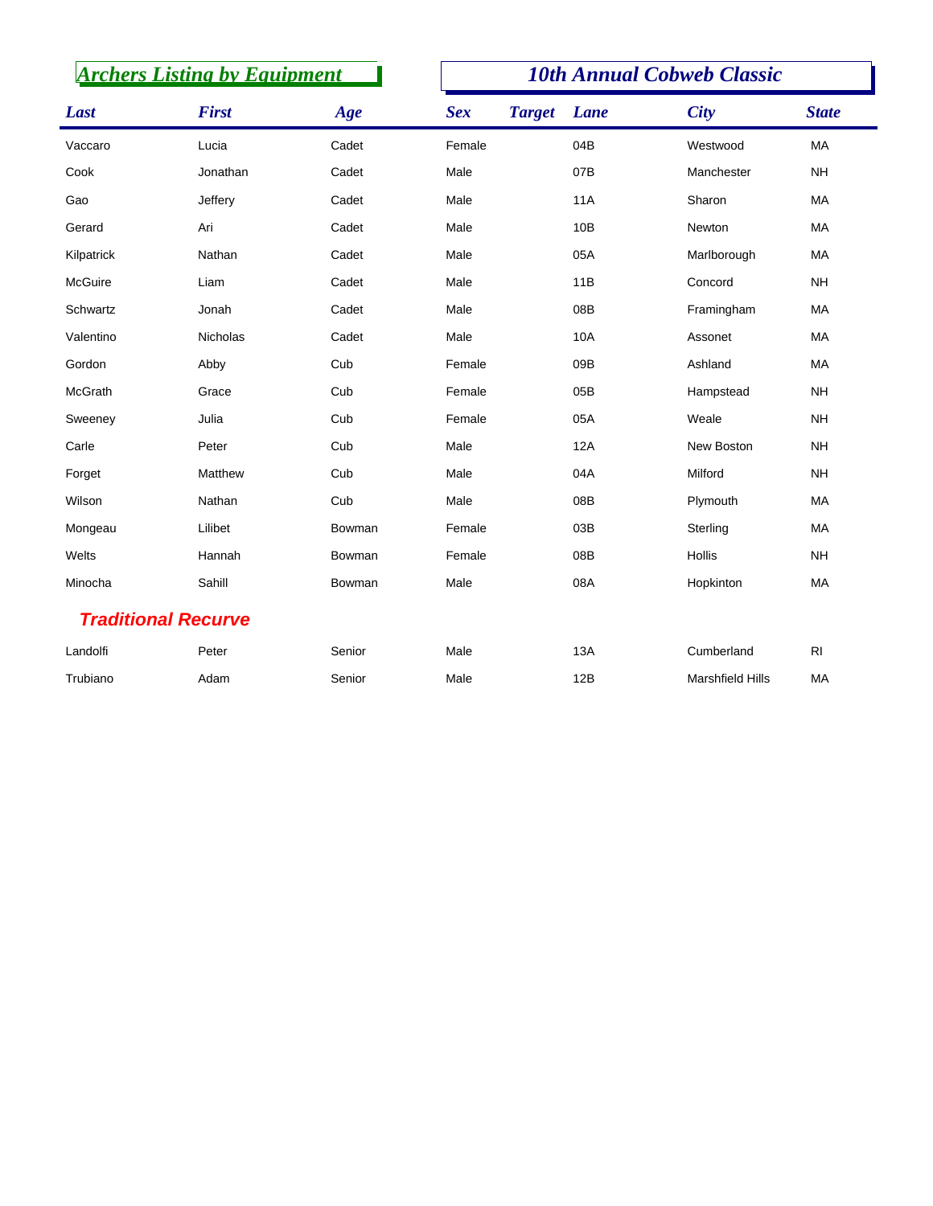## Archers Listing by Equipment

## 10th Annual Cobweb Classic

| Last | First | Age | Sex | Target | Lane | City | State |
|---|---|---|---|---|---|---|---|
| Vaccaro | Lucia | Cadet | Female | | 04B | Westwood | MA |
| Cook | Jonathan | Cadet | Male | | 07B | Manchester | NH |
| Gao | Jeffery | Cadet | Male | | 11A | Sharon | MA |
| Gerard | Ari | Cadet | Male | | 10B | Newton | MA |
| Kilpatrick | Nathan | Cadet | Male | | 05A | Marlborough | MA |
| McGuire | Liam | Cadet | Male | | 11B | Concord | NH |
| Schwartz | Jonah | Cadet | Male | | 08B | Framingham | MA |
| Valentino | Nicholas | Cadet | Male | | 10A | Assonet | MA |
| Gordon | Abby | Cub | Female | | 09B | Ashland | MA |
| McGrath | Grace | Cub | Female | | 05B | Hampstead | NH |
| Sweeney | Julia | Cub | Female | | 05A | Weale | NH |
| Carle | Peter | Cub | Male | | 12A | New Boston | NH |
| Forget | Matthew | Cub | Male | | 04A | Milford | NH |
| Wilson | Nathan | Cub | Male | | 08B | Plymouth | MA |
| Mongeau | Lilibet | Bowman | Female | | 03B | Sterling | MA |
| Welts | Hannah | Bowman | Female | | 08B | Hollis | NH |
| Minocha | Sahill | Bowman | Male | | 08A | Hopkinton | MA |

### Traditional Recurve

| Last | First | Age | Sex | Target | Lane | City | State |
|---|---|---|---|---|---|---|---|
| Landolfi | Peter | Senior | Male | | 13A | Cumberland | RI |
| Trubiano | Adam | Senior | Male | | 12B | Marshfield Hills | MA |